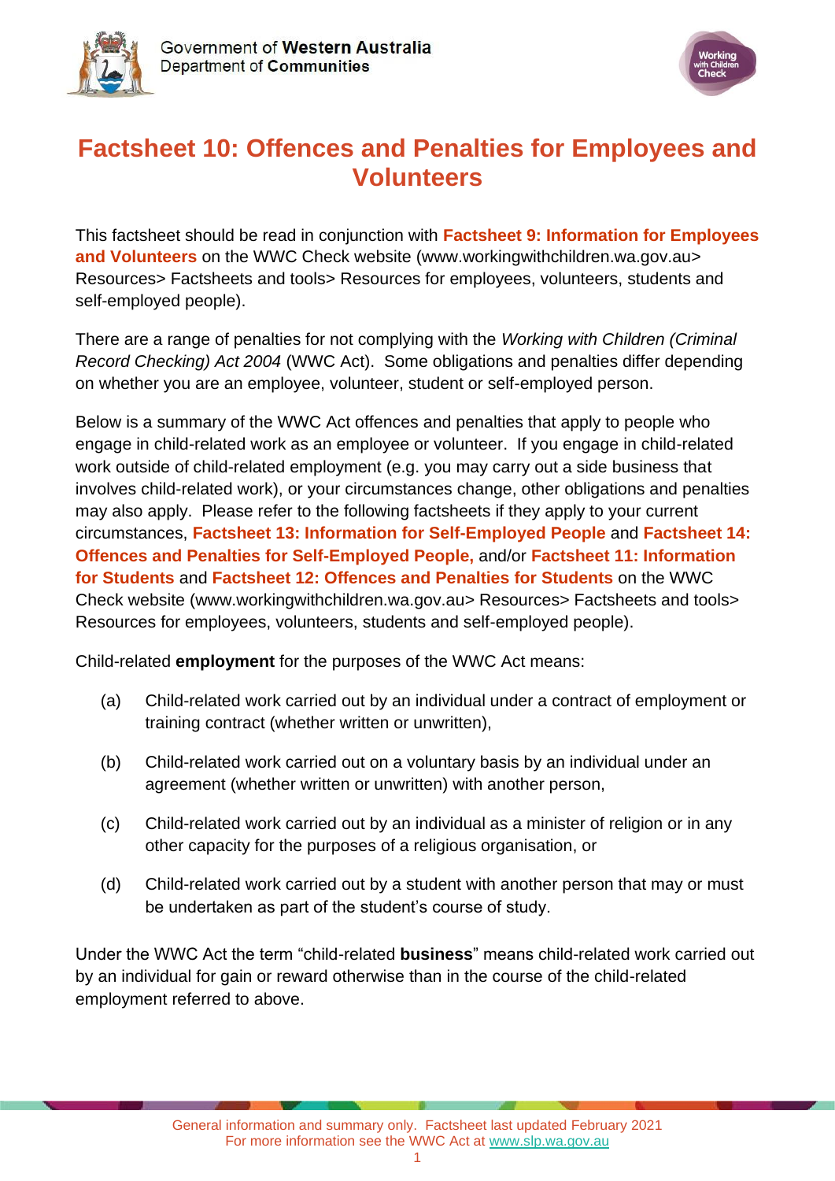Government of **Western Australia**
Department of **Communities**

# Factsheet 10: Offences and Penalties for Employees and Volunteers

This factsheet should be read in conjunction with **Factsheet 9: Information for Employees and Volunteers** on the WWC Check website (www.workingwithchildren.wa.gov.au> Resources> Factsheets and tools> Resources for employees, volunteers, students and self-employed people).

There are a range of penalties for not complying with the *Working with Children (Criminal Record Checking) Act 2004* (WWC Act). Some obligations and penalties differ depending on whether you are an employee, volunteer, student or self-employed person.

Below is a summary of the WWC Act offences and penalties that apply to people who engage in child-related work as an employee or volunteer. If you engage in child-related work outside of child-related employment (e.g. you may carry out a side business that involves child-related work), or your circumstances change, other obligations and penalties may also apply. Please refer to the following factsheets if they apply to your current circumstances, **Factsheet 13: Information for Self-Employed People** and **Factsheet 14: Offences and Penalties for Self-Employed People,** and/or **Factsheet 11: Information for Students** and **Factsheet 12: Offences and Penalties for Students** on the WWC Check website (www.workingwithchildren.wa.gov.au> Resources> Factsheets and tools> Resources for employees, volunteers, students and self-employed people).

Child-related **employment** for the purposes of the WWC Act means:

(a) Child-related work carried out by an individual under a contract of employment or training contract (whether written or unwritten),

(b) Child-related work carried out on a voluntary basis by an individual under an agreement (whether written or unwritten) with another person,

(c) Child-related work carried out by an individual as a minister of religion or in any other capacity for the purposes of a religious organisation, or

(d) Child-related work carried out by a student with another person that may or must be undertaken as part of the student's course of study.

Under the WWC Act the term "child-related **business**" means child-related work carried out by an individual for gain or reward otherwise than in the course of the child-related employment referred to above.

General information and summary only. Factsheet last updated February 2021
For more information see the WWC Act at www.slp.wa.gov.au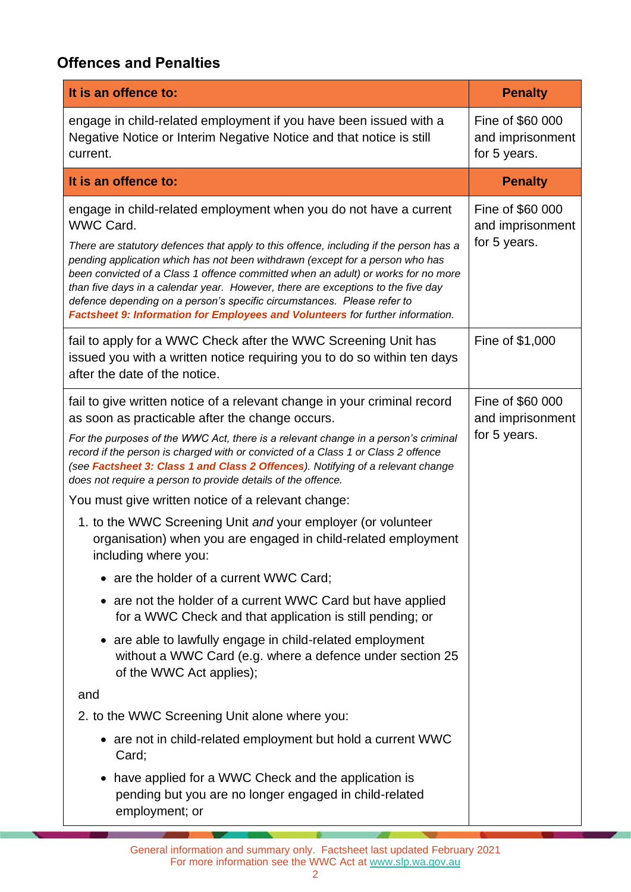## Offences and Penalties

| It is an offence to: | Penalty |
|---|---|
| engage in child-related employment if you have been issued with a Negative Notice or Interim Negative Notice and that notice is still current. | Fine of $60 000 and imprisonment for 5 years. |
| **It is an offence to:** | **Penalty** |
| engage in child-related employment when you do not have a current WWC Card.<br><br>*There are statutory defences that apply to this offence, including if the person has a pending application which has not been withdrawn (except for a person who has been convicted of a Class 1 offence committed when an adult) or works for no more than five days in a calendar year. However, there are exceptions to the five day defence depending on a person's specific circumstances. Please refer to* ***Factsheet 9: Information for Employees and Volunteers*** *for further information.* | Fine of $60 000 and imprisonment for 5 years. |
| fail to apply for a WWC Check after the WWC Screening Unit has issued you with a written notice requiring you to do so within ten days after the date of the notice. | Fine of $1,000 |
| fail to give written notice of a relevant change in your criminal record as soon as practicable after the change occurs.<br><br>*For the purposes of the WWC Act, there is a relevant change in a person's criminal record if the person is charged with or convicted of a Class 1 or Class 2 offence (see* ***Factsheet 3: Class 1 and Class 2 Offences****). Notifying of a relevant change does not require a person to provide details of the offence.*<br><br>You must give written notice of a relevant change:<br>1. to the WWC Screening Unit *and* your employer (or volunteer organisation) when you are engaged in child-related employment including where you:<br>• are the holder of a current WWC Card;<br>• are not the holder of a current WWC Card but have applied for a WWC Check and that application is still pending; or<br>• are able to lawfully engage in child-related employment without a WWC Card (e.g. where a defence under section 25 of the WWC Act applies);<br><br>and<br><br>2. to the WWC Screening Unit alone where you:<br>• are not in child-related employment but hold a current WWC Card;<br>• have applied for a WWC Check and the application is pending but you are no longer engaged in child-related employment; or | Fine of $60 000 and imprisonment for 5 years. |

General information and summary only. Factsheet last updated February 2021
For more information see the WWC Act at www.slp.wa.gov.au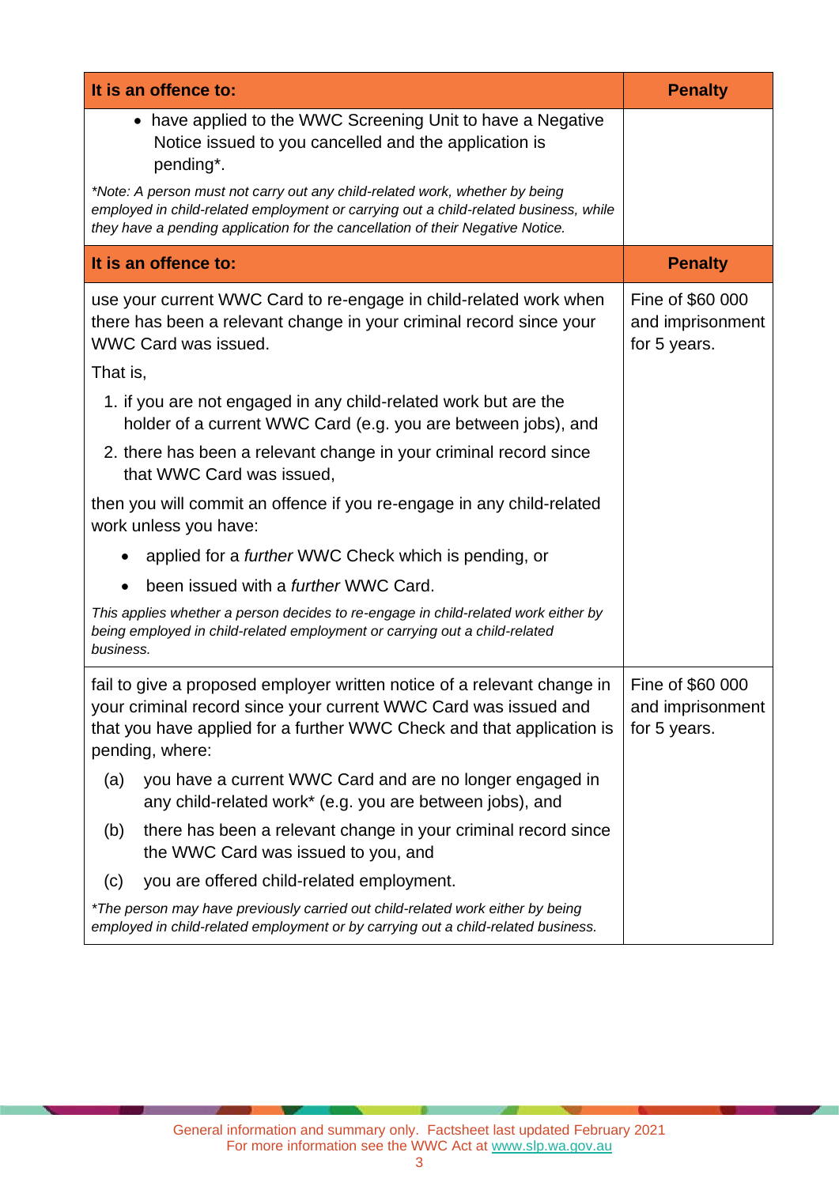| It is an offence to: | Penalty |
|---|---|
| • have applied to the WWC Screening Unit to have a Negative Notice issued to you cancelled and the application is pending*.<br><br>*\*Note: A person must not carry out any child-related work, whether by being employed in child-related employment or carrying out a child-related business, while they have a pending application for the cancellation of their Negative Notice.* | |

| It is an offence to: | Penalty |
|---|---|
| use your current WWC Card to re-engage in child-related work when there has been a relevant change in your criminal record since your WWC Card was issued.<br><br>That is,<br><br>1. if you are not engaged in any child-related work but are the holder of a current WWC Card (e.g. you are between jobs), and<br>2. there has been a relevant change in your criminal record since that WWC Card was issued,<br><br>then you will commit an offence if you re-engage in any child-related work unless you have:<br><br>• applied for a *further* WWC Check which is pending, or<br>• been issued with a *further* WWC Card.<br><br>*This applies whether a person decides to re-engage in child-related work either by being employed in child-related employment or carrying out a child-related business.* | Fine of $60 000 and imprisonment for 5 years. |
| fail to give a proposed employer written notice of a relevant change in your criminal record since your current WWC Card was issued and that you have applied for a further WWC Check and that application is pending, where:<br><br>(a) you have a current WWC Card and are no longer engaged in any child-related work* (e.g. you are between jobs), and<br>(b) there has been a relevant change in your criminal record since the WWC Card was issued to you, and<br>(c) you are offered child-related employment.<br><br>*\*The person may have previously carried out child-related work either by being employed in child-related employment or by carrying out a child-related business.* | Fine of $60 000 and imprisonment for 5 years. |

General information and summary only. Factsheet last updated February 2021
For more information see the WWC Act at www.slp.wa.gov.au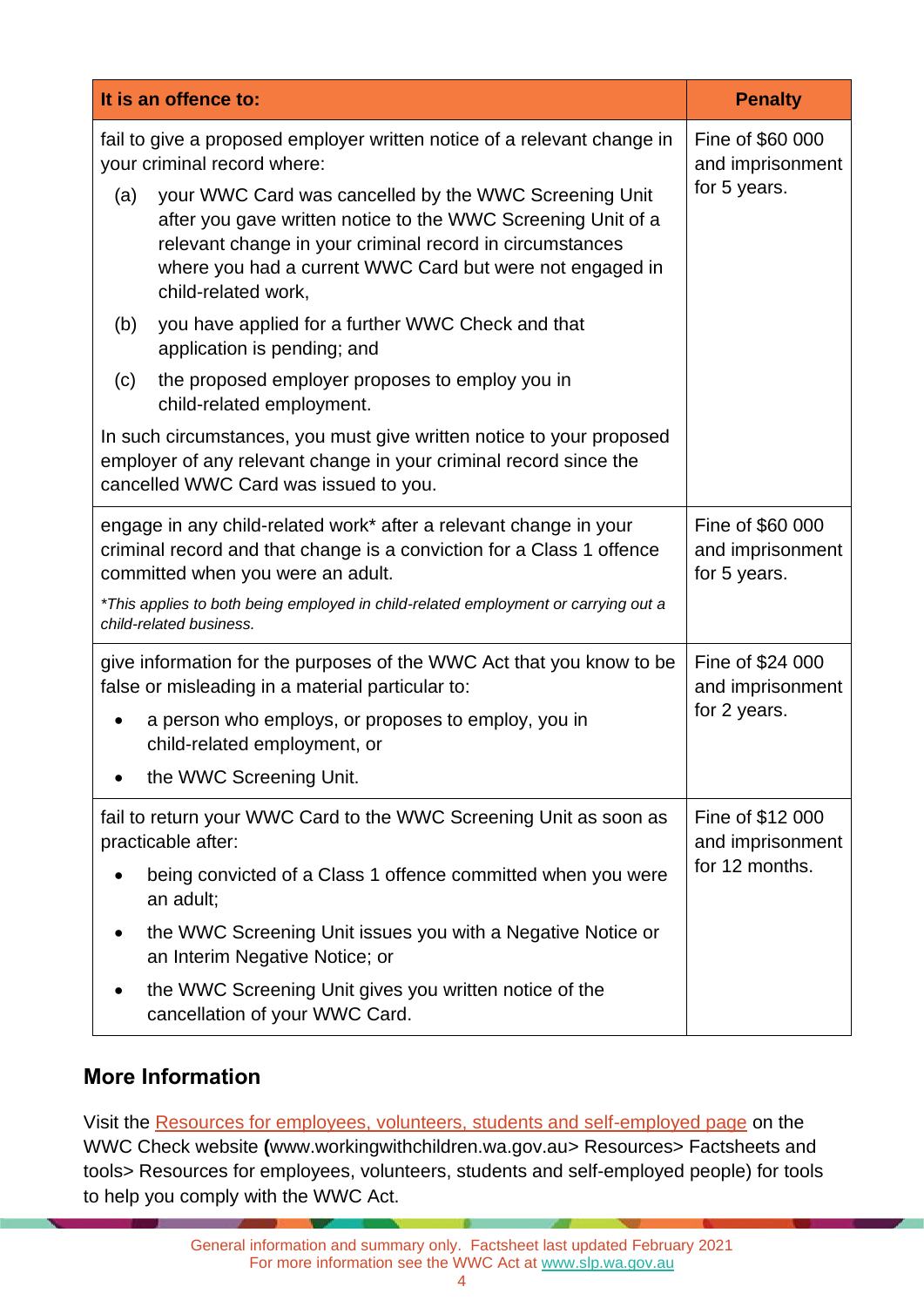| It is an offence to: | Penalty |
| --- | --- |
| fail to give a proposed employer written notice of a relevant change in your criminal record where: (a) your WWC Card was cancelled by the WWC Screening Unit after you gave written notice to the WWC Screening Unit of a relevant change in your criminal record in circumstances where you had a current WWC Card but were not engaged in child-related work, (b) you have applied for a further WWC Check and that application is pending; and (c) the proposed employer proposes to employ you in child-related employment. In such circumstances, you must give written notice to your proposed employer of any relevant change in your criminal record since the cancelled WWC Card was issued to you. | Fine of $60 000 and imprisonment for 5 years. |
| engage in any child-related work* after a relevant change in your criminal record and that change is a conviction for a Class 1 offence committed when you were an adult. *This applies to both being employed in child-related employment or carrying out a child-related business.* | Fine of $60 000 and imprisonment for 5 years. |
| give information for the purposes of the WWC Act that you know to be false or misleading in a material particular to: • a person who employs, or proposes to employ, you in child-related employment, or • the WWC Screening Unit. | Fine of $24 000 and imprisonment for 2 years. |
| fail to return your WWC Card to the WWC Screening Unit as soon as practicable after: • being convicted of a Class 1 offence committed when you were an adult; • the WWC Screening Unit issues you with a Negative Notice or an Interim Negative Notice; or • the WWC Screening Unit gives you written notice of the cancellation of your WWC Card. | Fine of $12 000 and imprisonment for 12 months. |

## More Information

Visit the Resources for employees, volunteers, students and self-employed page on the WWC Check website **(**www.workingwithchildren.wa.gov.au> Resources> Factsheets and tools> Resources for employees, volunteers, students and self-employed people) for tools to help you comply with the WWC Act.

General information and summary only. Factsheet last updated February 2021
For more information see the WWC Act at www.slp.wa.gov.au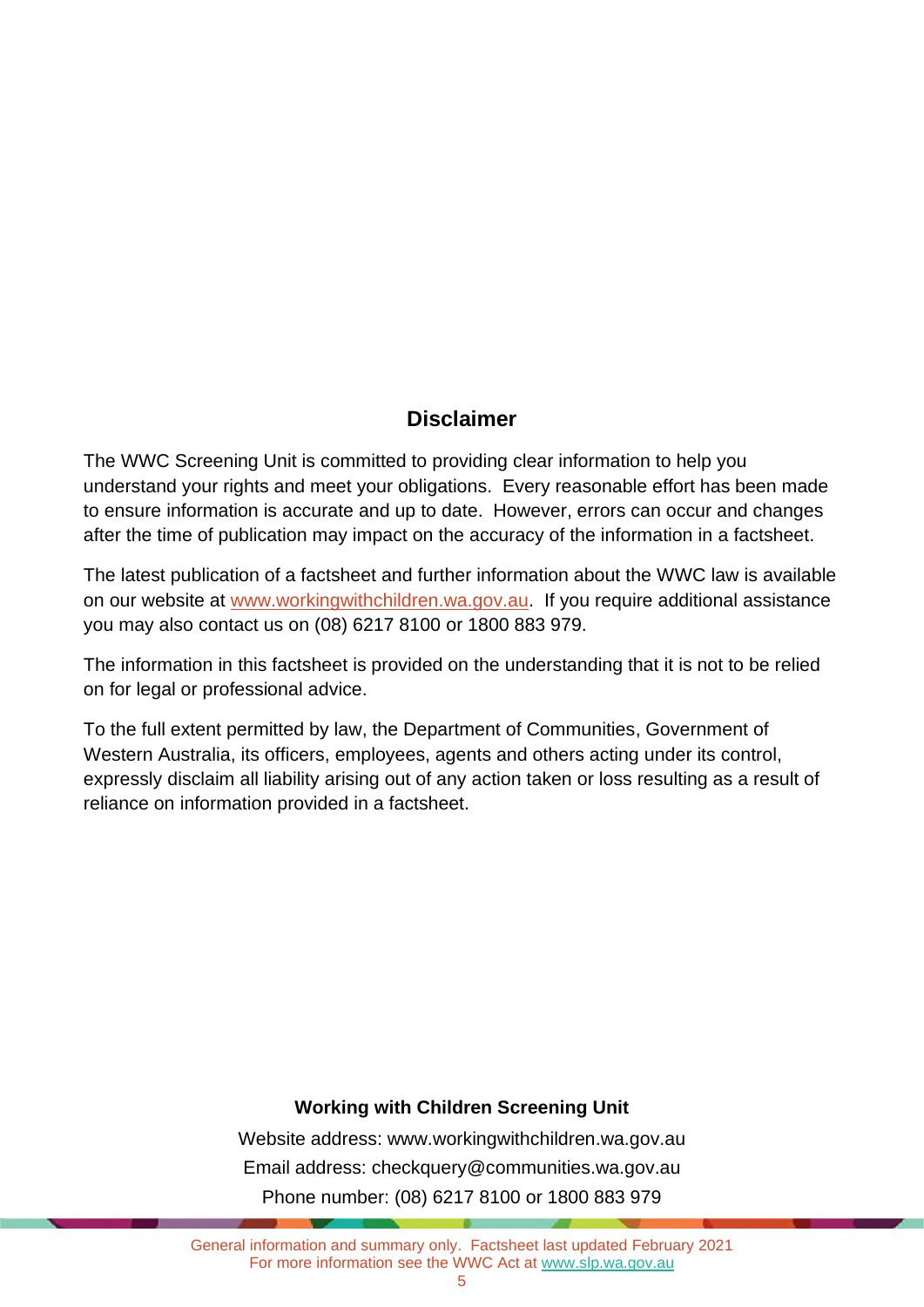## Disclaimer

The WWC Screening Unit is committed to providing clear information to help you understand your rights and meet your obligations. Every reasonable effort has been made to ensure information is accurate and up to date. However, errors can occur and changes after the time of publication may impact on the accuracy of the information in a factsheet.

The latest publication of a factsheet and further information about the WWC law is available on our website at www.workingwithchildren.wa.gov.au. If you require additional assistance you may also contact us on (08) 6217 8100 or 1800 883 979.

The information in this factsheet is provided on the understanding that it is not to be relied on for legal or professional advice.

To the full extent permitted by law, the Department of Communities, Government of Western Australia, its officers, employees, agents and others acting under its control, expressly disclaim all liability arising out of any action taken or loss resulting as a result of reliance on information provided in a factsheet.

**Working with Children Screening Unit**

Website address: www.workingwithchildren.wa.gov.au

Email address: checkquery@communities.wa.gov.au

Phone number: (08) 6217 8100 or 1800 883 979